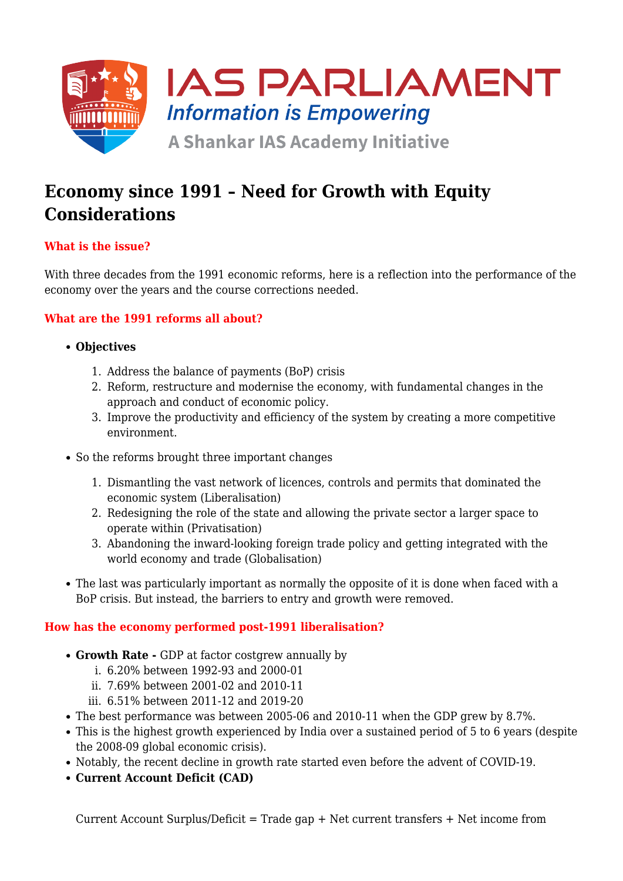# Economy since 1991 – Need for Growth with Equity Considerations

## What is the issue?

With three decades from the 1991 economic reforms, here is a reflection into the performance of the economy over the years and the course corrections needed.

## What are the 1991 reforms all about?

- **Objectives**
    1. Address the balance of payments (BoP) crisis
    2. Reform, restructure and modernise the economy, with fundamental changes in the approach and conduct of economic policy.
    3. Improve the productivity and efficiency of the system by creating a more competitive environment.
- So the reforms brought three important changes
    1. Dismantling the vast network of licences, controls and permits that dominated the economic system (Liberalisation)
    2. Redesigning the role of the state and allowing the private sector a larger space to operate within (Privatisation)
    3. Abandoning the inward-looking foreign trade policy and getting integrated with the world economy and trade (Globalisation)
- The last was particularly important as normally the opposite of it is done when faced with a BoP crisis. But instead, the barriers to entry and growth were removed.

## How has the economy performed post-1991 liberalisation?

- **Growth Rate -** GDP at factor costgrew annually by
    1. 6.20% between 1992-93 and 2000-01
    2. 7.69% between 2001-02 and 2010-11
    3. 6.51% between 2011-12 and 2019-20
- The best performance was between 2005-06 and 2010-11 when the GDP grew by 8.7%.
- This is the highest growth experienced by India over a sustained period of 5 to 6 years (despite the 2008-09 global economic crisis).
- Notably, the recent decline in growth rate started even before the advent of COVID-19.
- **Current Account Deficit (CAD)**

  Current Account Surplus/Deficit = Trade gap + Net current transfers + Net income from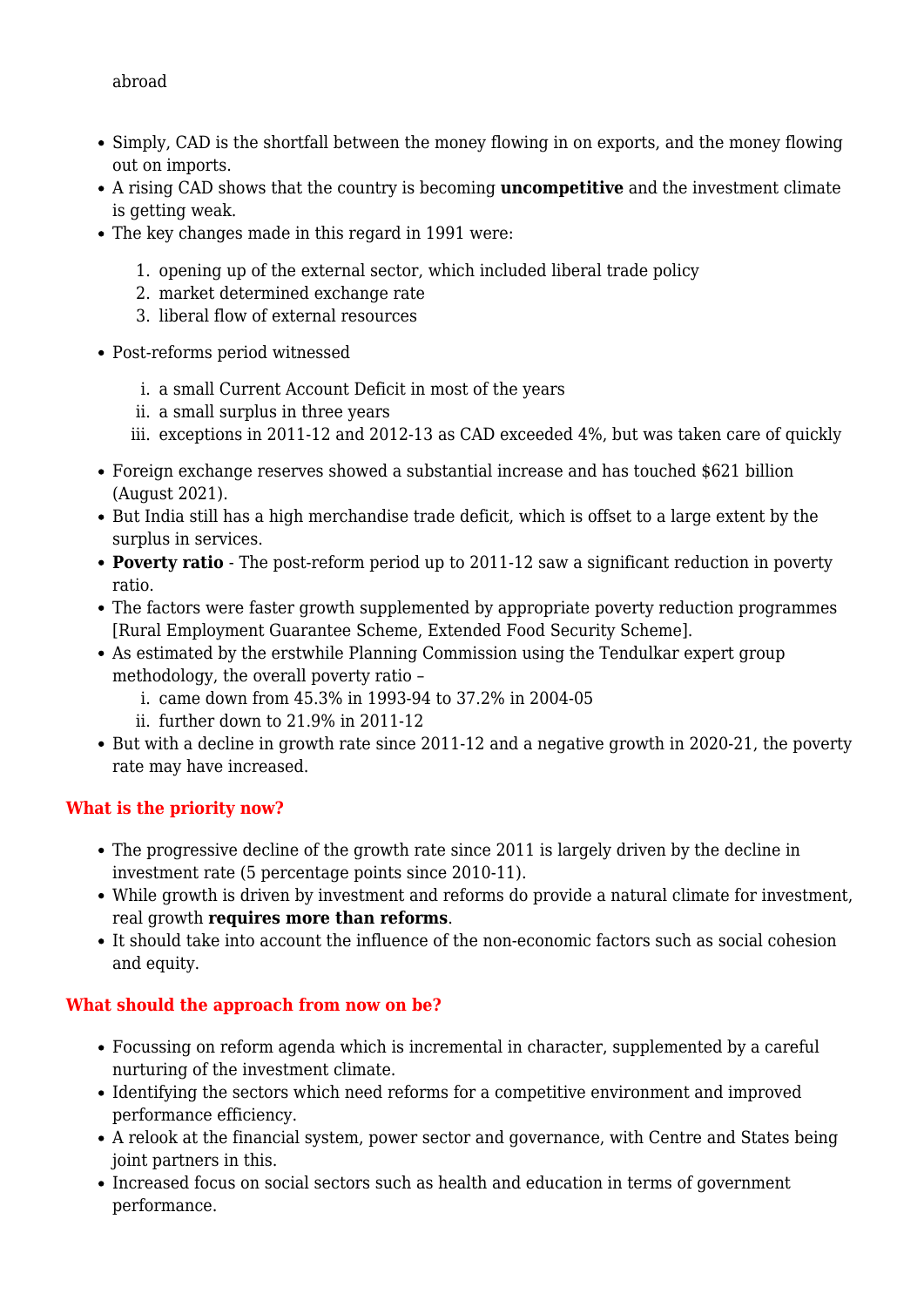abroad

- Simply, CAD is the shortfall between the money flowing in on exports, and the money flowing out on imports.
- A rising CAD shows that the country is becoming **uncompetitive** and the investment climate is getting weak.
- The key changes made in this regard in 1991 were:

    1. opening up of the external sector, which included liberal trade policy
    2. market determined exchange rate
    3. liberal flow of external resources

- Post-reforms period witnessed

    i. a small Current Account Deficit in most of the years
    ii. a small surplus in three years
    iii. exceptions in 2011-12 and 2012-13 as CAD exceeded 4%, but was taken care of quickly

- Foreign exchange reserves showed a substantial increase and has touched $621 billion (August 2021).
- But India still has a high merchandise trade deficit, which is offset to a large extent by the surplus in services.
- **Poverty ratio** - The post-reform period up to 2011-12 saw a significant reduction in poverty ratio.
- The factors were faster growth supplemented by appropriate poverty reduction programmes [Rural Employment Guarantee Scheme, Extended Food Security Scheme].
- As estimated by the erstwhile Planning Commission using the Tendulkar expert group methodology, the overall poverty ratio –
    i. came down from 45.3% in 1993-94 to 37.2% in 2004-05
    ii. further down to 21.9% in 2011-12
- But with a decline in growth rate since 2011-12 and a negative growth in 2020-21, the poverty rate may have increased.

#### What is the priority now?

- The progressive decline of the growth rate since 2011 is largely driven by the decline in investment rate (5 percentage points since 2010-11).
- While growth is driven by investment and reforms do provide a natural climate for investment, real growth **requires more than reforms**.
- It should take into account the influence of the non-economic factors such as social cohesion and equity.

#### What should the approach from now on be?

- Focussing on reform agenda which is incremental in character, supplemented by a careful nurturing of the investment climate.
- Identifying the sectors which need reforms for a competitive environment and improved performance efficiency.
- A relook at the financial system, power sector and governance, with Centre and States being joint partners in this.
- Increased focus on social sectors such as health and education in terms of government performance.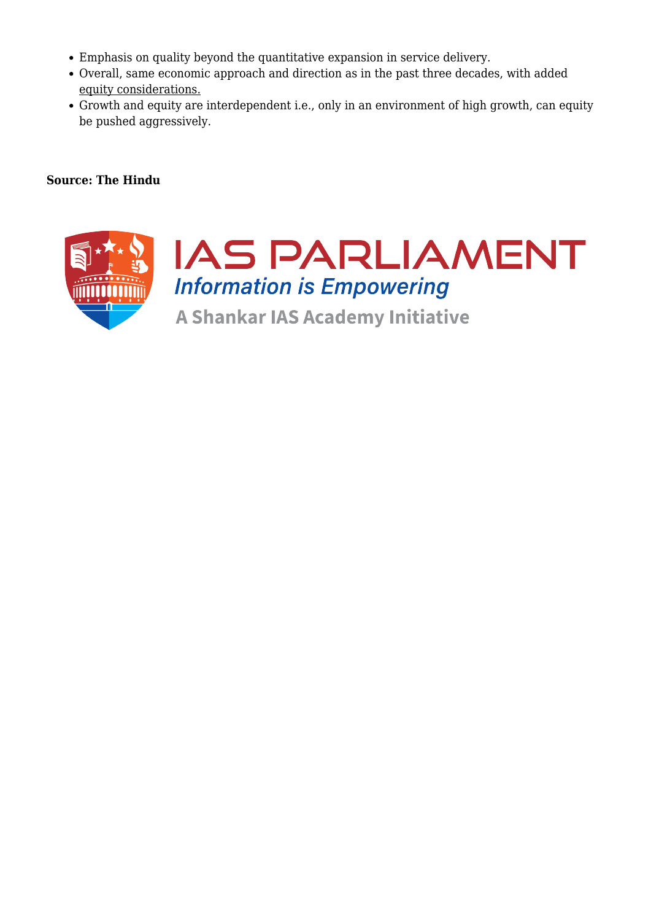- Emphasis on quality beyond the quantitative expansion in service delivery.
- Overall, same economic approach and direction as in the past three decades, with added equity considerations.
- Growth and equity are interdependent i.e., only in an environment of high growth, can equity be pushed aggressively.

**Source: The Hindu**

IAS PARLIAMENT

*Information is Empowering*

A Shankar IAS Academy Initiative